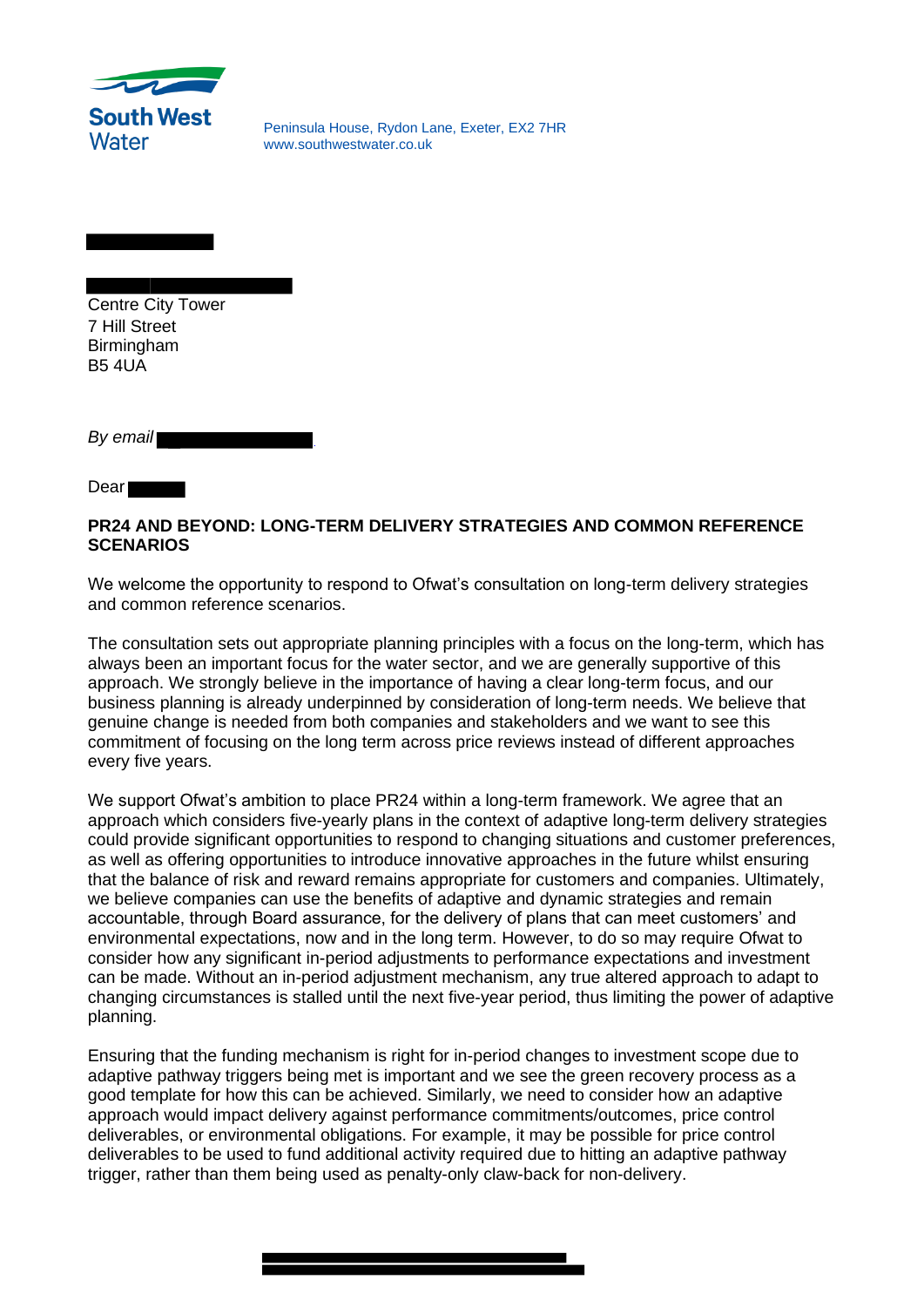**South West Water**

Peninsula House, Rydon Lane, Exeter, EX2 7HR
www.southwestwater.co.uk

Centre City Tower
7 Hill Street
Birmingham
B5 4UA

*By email*

Dear

**PR24 AND BEYOND: LONG-TERM DELIVERY STRATEGIES AND COMMON REFERENCE SCENARIOS**

We welcome the opportunity to respond to Ofwat's consultation on long-term delivery strategies and common reference scenarios.

The consultation sets out appropriate planning principles with a focus on the long-term, which has always been an important focus for the water sector, and we are generally supportive of this approach. We strongly believe in the importance of having a clear long-term focus, and our business planning is already underpinned by consideration of long-term needs. We believe that genuine change is needed from both companies and stakeholders and we want to see this commitment of focusing on the long term across price reviews instead of different approaches every five years.

We support Ofwat's ambition to place PR24 within a long-term framework. We agree that an approach which considers five-yearly plans in the context of adaptive long-term delivery strategies could provide significant opportunities to respond to changing situations and customer preferences, as well as offering opportunities to introduce innovative approaches in the future whilst ensuring that the balance of risk and reward remains appropriate for customers and companies. Ultimately, we believe companies can use the benefits of adaptive and dynamic strategies and remain accountable, through Board assurance, for the delivery of plans that can meet customers' and environmental expectations, now and in the long term. However, to do so may require Ofwat to consider how any significant in-period adjustments to performance expectations and investment can be made. Without an in-period adjustment mechanism, any true altered approach to adapt to changing circumstances is stalled until the next five-year period, thus limiting the power of adaptive planning.

Ensuring that the funding mechanism is right for in-period changes to investment scope due to adaptive pathway triggers being met is important and we see the green recovery process as a good template for how this can be achieved. Similarly, we need to consider how an adaptive approach would impact delivery against performance commitments/outcomes, price control deliverables, or environmental obligations. For example, it may be possible for price control deliverables to be used to fund additional activity required due to hitting an adaptive pathway trigger, rather than them being used as penalty-only claw-back for non-delivery.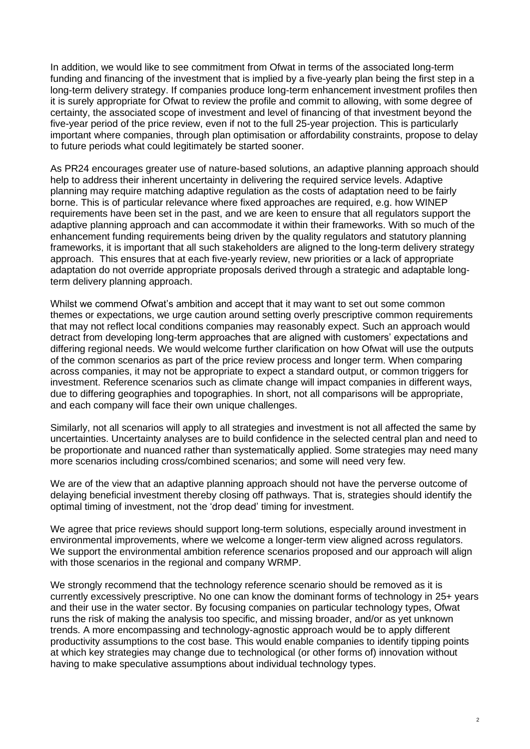In addition, we would like to see commitment from Ofwat in terms of the associated long-term funding and financing of the investment that is implied by a five-yearly plan being the first step in a long-term delivery strategy. If companies produce long-term enhancement investment profiles then it is surely appropriate for Ofwat to review the profile and commit to allowing, with some degree of certainty, the associated scope of investment and level of financing of that investment beyond the five-year period of the price review, even if not to the full 25-year projection. This is particularly important where companies, through plan optimisation or affordability constraints, propose to delay to future periods what could legitimately be started sooner.

As PR24 encourages greater use of nature-based solutions, an adaptive planning approach should help to address their inherent uncertainty in delivering the required service levels. Adaptive planning may require matching adaptive regulation as the costs of adaptation need to be fairly borne. This is of particular relevance where fixed approaches are required, e.g. how WINEP requirements have been set in the past, and we are keen to ensure that all regulators support the adaptive planning approach and can accommodate it within their frameworks. With so much of the enhancement funding requirements being driven by the quality regulators and statutory planning frameworks, it is important that all such stakeholders are aligned to the long-term delivery strategy approach. This ensures that at each five-yearly review, new priorities or a lack of appropriate adaptation do not override appropriate proposals derived through a strategic and adaptable long-term delivery planning approach.

Whilst we commend Ofwat's ambition and accept that it may want to set out some common themes or expectations, we urge caution around setting overly prescriptive common requirements that may not reflect local conditions companies may reasonably expect. Such an approach would detract from developing long-term approaches that are aligned with customers' expectations and differing regional needs. We would welcome further clarification on how Ofwat will use the outputs of the common scenarios as part of the price review process and longer term. When comparing across companies, it may not be appropriate to expect a standard output, or common triggers for investment. Reference scenarios such as climate change will impact companies in different ways, due to differing geographies and topographies. In short, not all comparisons will be appropriate, and each company will face their own unique challenges.

Similarly, not all scenarios will apply to all strategies and investment is not all affected the same by uncertainties. Uncertainty analyses are to build confidence in the selected central plan and need to be proportionate and nuanced rather than systematically applied. Some strategies may need many more scenarios including cross/combined scenarios; and some will need very few.

We are of the view that an adaptive planning approach should not have the perverse outcome of delaying beneficial investment thereby closing off pathways. That is, strategies should identify the optimal timing of investment, not the 'drop dead' timing for investment.

We agree that price reviews should support long-term solutions, especially around investment in environmental improvements, where we welcome a longer-term view aligned across regulators. We support the environmental ambition reference scenarios proposed and our approach will align with those scenarios in the regional and company WRMP.

We strongly recommend that the technology reference scenario should be removed as it is currently excessively prescriptive. No one can know the dominant forms of technology in 25+ years and their use in the water sector. By focusing companies on particular technology types, Ofwat runs the risk of making the analysis too specific, and missing broader, and/or as yet unknown trends. A more encompassing and technology-agnostic approach would be to apply different productivity assumptions to the cost base. This would enable companies to identify tipping points at which key strategies may change due to technological (or other forms of) innovation without having to make speculative assumptions about individual technology types.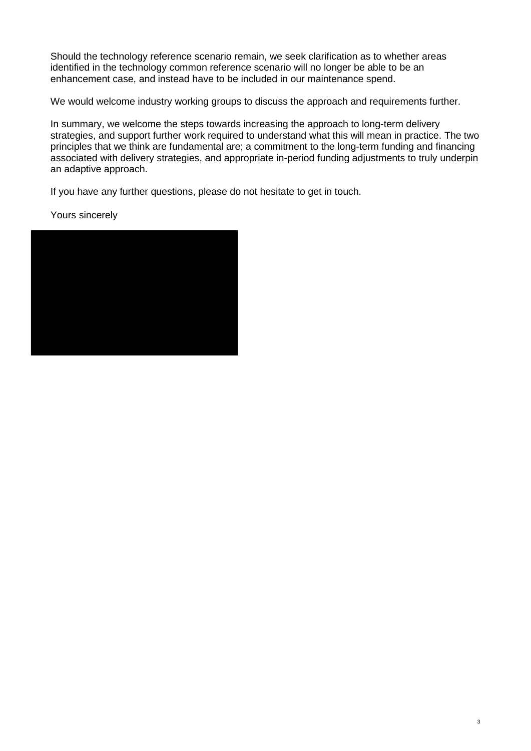Should the technology reference scenario remain, we seek clarification as to whether areas identified in the technology common reference scenario will no longer be able to be an enhancement case, and instead have to be included in our maintenance spend.

We would welcome industry working groups to discuss the approach and requirements further.

In summary, we welcome the steps towards increasing the approach to long-term delivery strategies, and support further work required to understand what this will mean in practice. The two principles that we think are fundamental are; a commitment to the long-term funding and financing associated with delivery strategies, and appropriate in-period funding adjustments to truly underpin an adaptive approach.

If you have any further questions, please do not hesitate to get in touch.

Yours sincerely